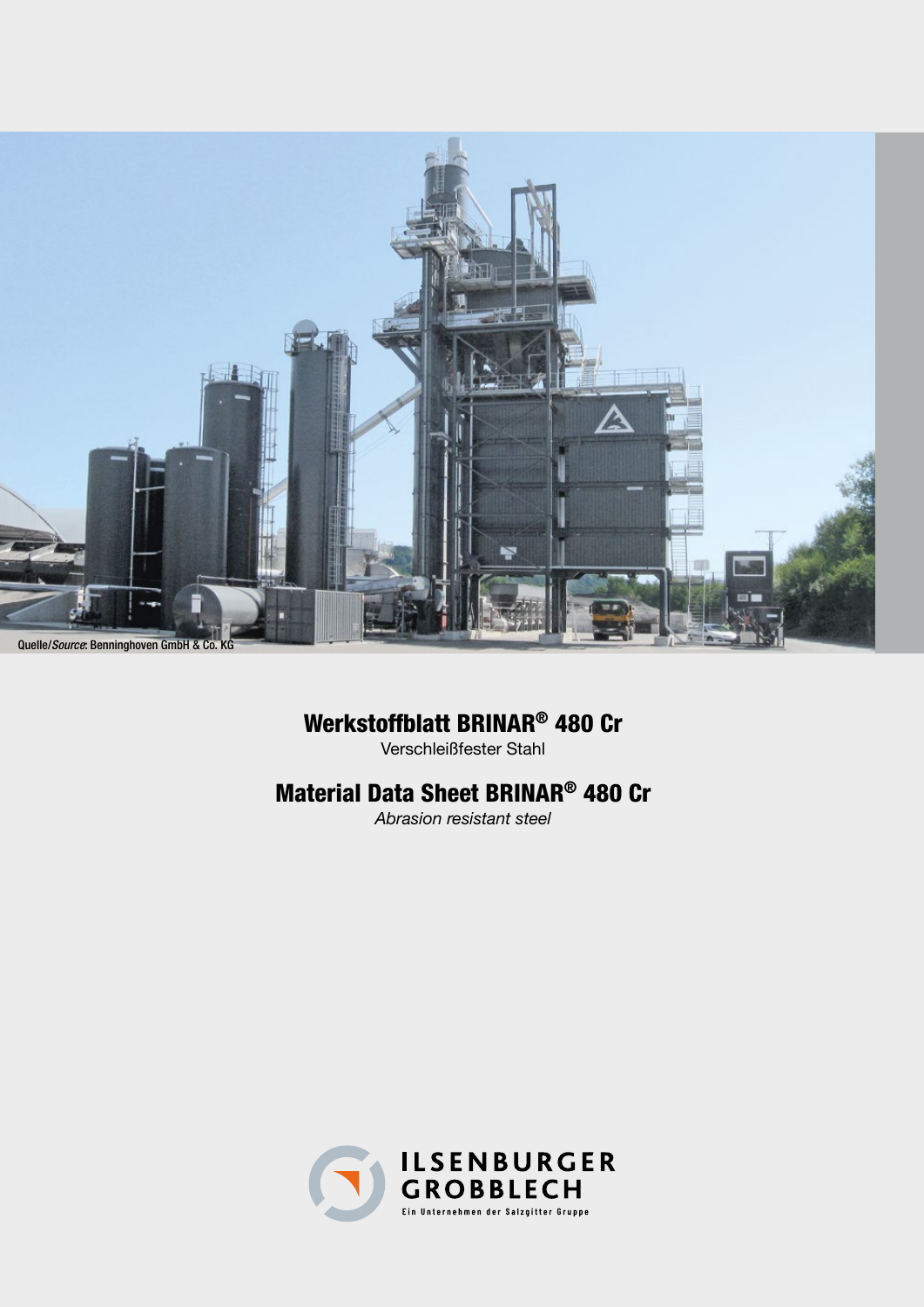Quelle/*Source*: Benninghoven GmbH & Co. KG

# Werkstoffblatt BRINAR® 480 Cr

Verschleißfester Stahl

# Material Data Sheet BRINAR® 480 Cr

*Abrasion resistant steel*

ILSENBURGER GROBBLECH

Ein Unternehmen der Salzgitter Gruppe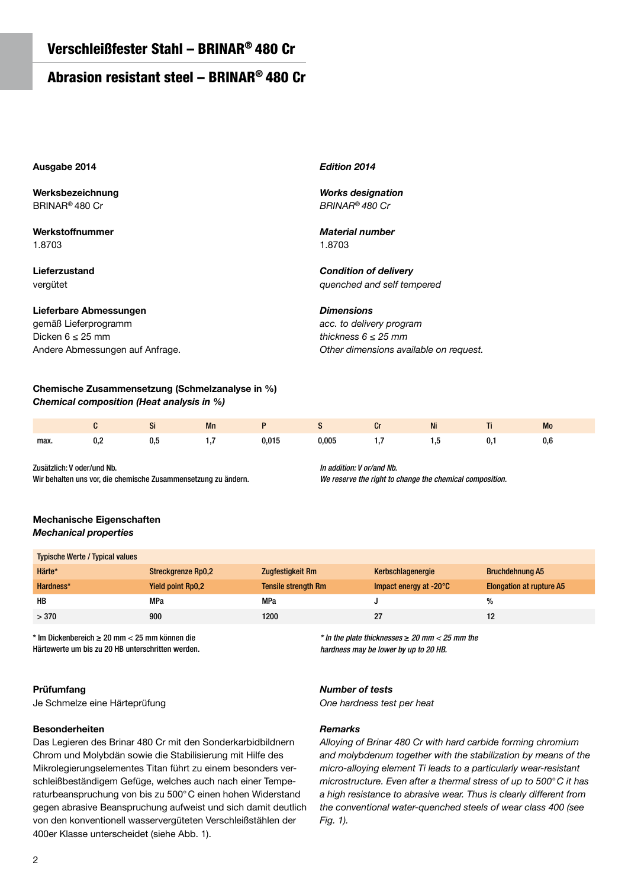# Verschleißfester Stahl – BRINAR® 480 Cr

# Abrasion resistant steel – BRINAR® 480 Cr

**Ausgabe 2014**

***Edition 2014***

**Werksbezeichnung**
BRINAR® 480 Cr

***Works designation***
*BRINAR® 480 Cr*

**Werkstoffnummer**
1.8703

***Material number***
1.8703

**Lieferzustand**
vergütet

***Condition of delivery***
*quenched and self tempered*

**Lieferbare Abmessungen**
gemäß Lieferprogramm
Dicken 6 ≤ 25 mm
Andere Abmessungen auf Anfrage.

***Dimensions***
*acc. to delivery program*
*thickness 6 ≤ 25 mm*
*Other dimensions available on request.*

**Chemische Zusammensetzung (Schmelzanalyse in %)**
***Chemical composition (Heat analysis in %)***

| | C | Si | Mn | P | S | Cr | Ni | Ti | Mo |
|---|---|---|---|---|---|---|---|---|---|
| max. | 0,2 | 0,5 | 1,7 | 0,015 | 0,005 | 1,7 | 1,5 | 0,1 | 0,6 |

Zusätzlich: V oder/und Nb.
Wir behalten uns vor, die chemische Zusammensetzung zu ändern.

*In addition: V or/and Nb.*
*We reserve the right to change the chemical composition.*

**Mechanische Eigenschaften**
***Mechanical properties***

| Typische Werte / Typical values | | | | |
|---|---|---|---|---|
| Härte* | Streckgrenze Rp0,2 | Zugfestigkeit Rm | Kerbschlagenergie | Bruchdehnung A5 |
| Hardness* | Yield point Rp0,2 | Tensile strength Rm | Impact energy at -20°C | Elongation at rupture A5 |
| HB | MPa | MPa | J | % |
| > 370 | 900 | 1200 | 27 | 12 |

\* Im Dickenbereich ≥ 20 mm < 25 mm können die Härtewerte um bis zu 20 HB unterschritten werden.

*\* In the plate thicknesses ≥ 20 mm < 25 mm the hardness may be lower by up to 20 HB.*

**Prüfumfang**
Je Schmelze eine Härteprüfung

***Number of tests***
*One hardness test per heat*

**Besonderheiten**
Das Legieren des Brinar 480 Cr mit den Sonderkarbidbildnern Chrom und Molybdän sowie die Stabilisierung mit Hilfe des Mikrolegierungselementes Titan führt zu einem besonders verschleißbeständigem Gefüge, welches auch nach einer Temperaturbeanspruchung von bis zu 500° C einen hohen Widerstand gegen abrasive Beanspruchung aufweist und sich damit deutlich von den konventionell wasservergüteten Verschleißstählen der 400er Klasse unterscheidet (siehe Abb. 1).

***Remarks***
*Alloying of Brinar 480 Cr with hard carbide forming chromium and molybdenum together with the stabilization by means of the micro-alloying element Ti leads to a particularly wear-resistant microstructure. Even after a thermal stress of up to 500° C it has a high resistance to abrasive wear. Thus is clearly different from the conventional water-quenched steels of wear class 400 (see Fig. 1).*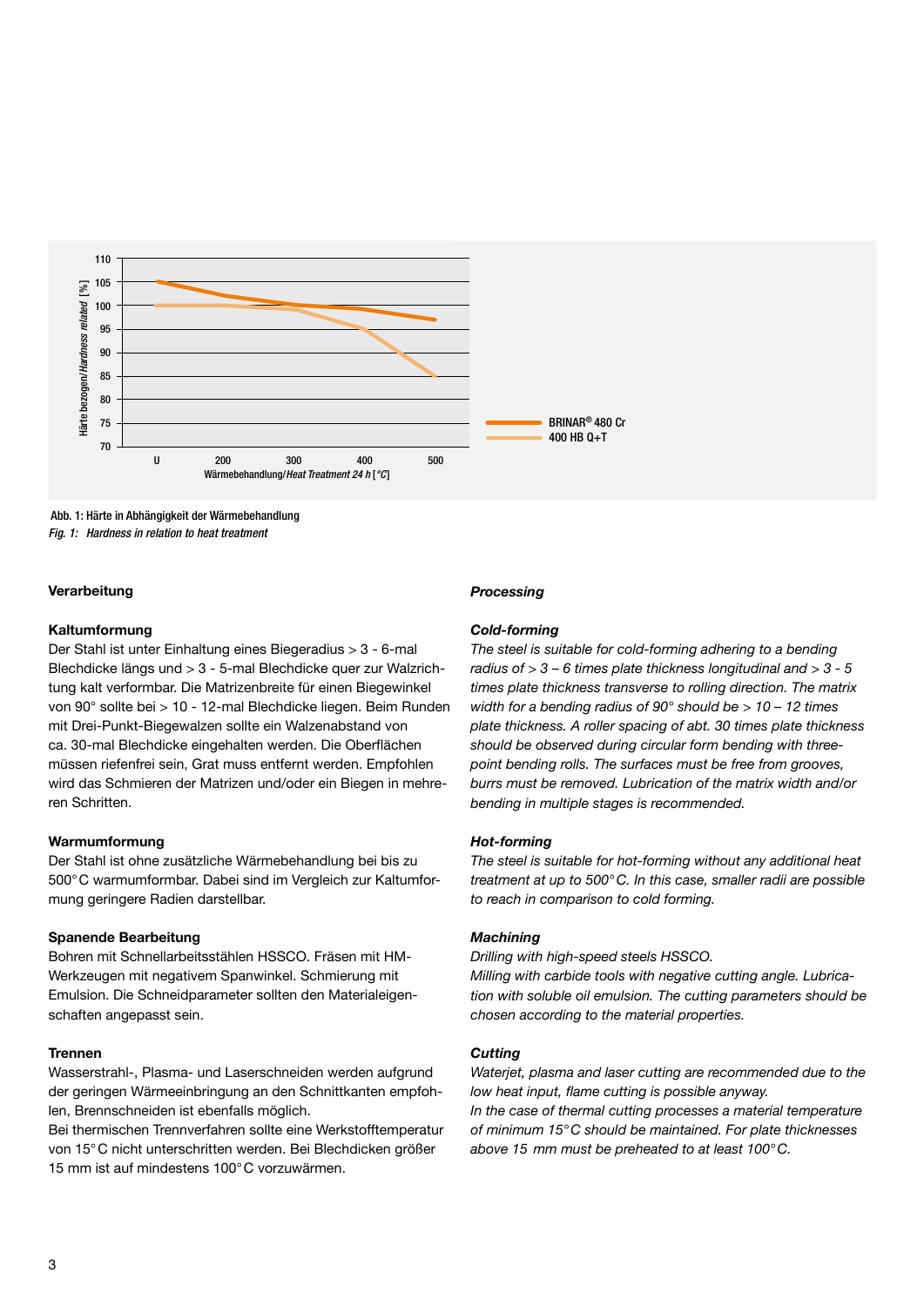Abb. 1: Härte in Abhängigkeit der Wärmebehandlung
*Fig. 1: Hardness in relation to heat treatment*

### Verarbeitung

**Kaltumformung**
Der Stahl ist unter Einhaltung eines Biegeradius > 3 - 6-mal Blechdicke längs und > 3 - 5-mal Blechdicke quer zur Walzrichtung kalt verformbar. Die Matrizenbreite für einen Biegewinkel von 90° sollte bei > 10 - 12-mal Blechdicke liegen. Beim Runden mit Drei-Punkt-Biegewalzen sollte ein Walzenabstand von ca. 30-mal Blechdicke eingehalten werden. Die Oberflächen müssen riefenfrei sein, Grat muss entfernt werden. Empfohlen wird das Schmieren der Matrizen und/oder ein Biegen in mehreren Schritten.

**Warmumformung**
Der Stahl ist ohne zusätzliche Wärmebehandlung bei bis zu 500° C warmumformbar. Dabei sind im Vergleich zur Kaltumformung geringere Radien darstellbar.

**Spanende Bearbeitung**
Bohren mit Schnellarbeitsstählen HSSCO. Fräsen mit HM-Werkzeugen mit negativem Spanwinkel. Schmierung mit Emulsion. Die Schneidparameter sollten den Materialeigenschaften angepasst sein.

**Trennen**
Wasserstrahl-, Plasma- und Laserschneiden werden aufgrund der geringen Wärmeeinbringung an den Schnittkanten empfohlen, Brennschneiden ist ebenfalls möglich.
Bei thermischen Trennverfahren sollte eine Werkstofftemperatur von 15° C nicht unterschritten werden. Bei Blechdicken größer 15 mm ist auf mindestens 100° C vorzuwärmen.

### *Processing*

***Cold-forming***
*The steel is suitable for cold-forming adhering to a bending radius of > 3 – 6 times plate thickness longitudinal and > 3 - 5 times plate thickness transverse to rolling direction. The matrix width for a bending radius of 90° should be > 10 – 12 times plate thickness. A roller spacing of abt. 30 times plate thickness should be observed during circular form bending with three-point bending rolls. The surfaces must be free from grooves, burrs must be removed. Lubrication of the matrix width and/or bending in multiple stages is recommended.*

***Hot-forming***
*The steel is suitable for hot-forming without any additional heat treatment at up to 500° C. In this case, smaller radii are possible to reach in comparison to cold forming.*

***Machining***
*Drilling with high-speed steels HSSCO.*
*Milling with carbide tools with negative cutting angle. Lubrication with soluble oil emulsion. The cutting parameters should be chosen according to the material properties.*

***Cutting***
*Waterjet, plasma and laser cutting are recommended due to the low heat input, flame cutting is possible anyway.*
*In the case of thermal cutting processes a material temperature of minimum 15° C should be maintained. For plate thicknesses above 15 mm must be preheated to at least 100° C.*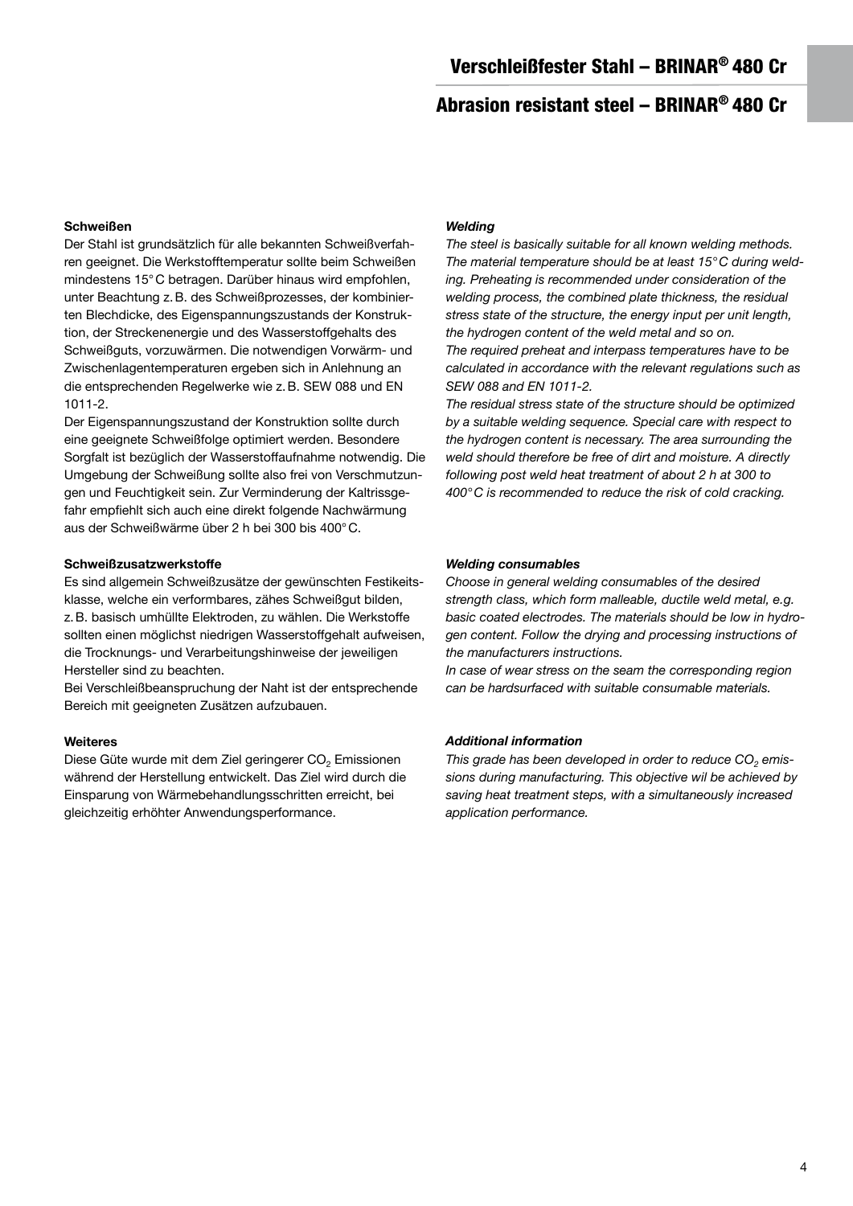# Verschleißfester Stahl – BRINAR® 480 Cr

# Abrasion resistant steel – BRINAR® 480 Cr

**Schweißen**

Der Stahl ist grundsätzlich für alle bekannten Schweißverfahren geeignet. Die Werkstofftemperatur sollte beim Schweißen mindestens 15° C betragen. Darüber hinaus wird empfohlen, unter Beachtung z. B. des Schweißprozesses, der kombinierten Blechdicke, des Eigenspannungszustands der Konstruktion, der Streckenenergie und des Wasserstoffgehalts des Schweißguts, vorzuwärmen. Die notwendigen Vorwärm- und Zwischenlagentemperaturen ergeben sich in Anlehnung an die entsprechenden Regelwerke wie z. B. SEW 088 und EN 1011-2.

Der Eigenspannungszustand der Konstruktion sollte durch eine geeignete Schweißfolge optimiert werden. Besondere Sorgfalt ist bezüglich der Wasserstoffaufnahme notwendig. Die Umgebung der Schweißung sollte also frei von Verschmutzungen und Feuchtigkeit sein. Zur Verminderung der Kaltrissgefahr empfiehlt sich auch eine direkt folgende Nachwärmung aus der Schweißwärme über 2 h bei 300 bis 400° C.

**Schweißzusatzwerkstoffe**

Es sind allgemein Schweißzusätze der gewünschten Festikeitsklasse, welche ein verformbares, zähes Schweißgut bilden, z. B. basisch umhüllte Elektroden, zu wählen. Die Werkstoffe sollten einen möglichst niedrigen Wasserstoffgehalt aufweisen, die Trocknungs- und Verarbeitungshinweise der jeweiligen Hersteller sind zu beachten.

Bei Verschleißbeanspruchung der Naht ist der entsprechende Bereich mit geeigneten Zusätzen aufzubauen.

**Weiteres**

Diese Güte wurde mit dem Ziel geringerer $CO_2$ Emissionen während der Herstellung entwickelt. Das Ziel wird durch die Einsparung von Wärmebehandlungsschritten erreicht, bei gleichzeitig erhöhter Anwendungsperformance.

***Welding***

*The steel is basically suitable for all known welding methods. The material temperature should be at least 15° C during welding. Preheating is recommended under consideration of the welding process, the combined plate thickness, the residual stress state of the structure, the energy input per unit length, the hydrogen content of the weld metal and so on.*

*The required preheat and interpass temperatures have to be calculated in accordance with the relevant regulations such as SEW 088 and EN 1011-2.*

*The residual stress state of the structure should be optimized by a suitable welding sequence. Special care with respect to the hydrogen content is necessary. The area surrounding the weld should therefore be free of dirt and moisture. A directly following post weld heat treatment of about 2 h at 300 to 400° C is recommended to reduce the risk of cold cracking.*

***Welding consumables***

*Choose in general welding consumables of the desired strength class, which form malleable, ductile weld metal, e.g. basic coated electrodes. The materials should be low in hydrogen content. Follow the drying and processing instructions of the manufacturers instructions.*

*In case of wear stress on the seam the corresponding region can be hardsurfaced with suitable consumable materials.*

***Additional information***

*This grade has been developed in order to reduce $CO_2$ emissions during manufacturing. This objective wil be achieved by saving heat treatment steps, with a simultaneously increased application performance.*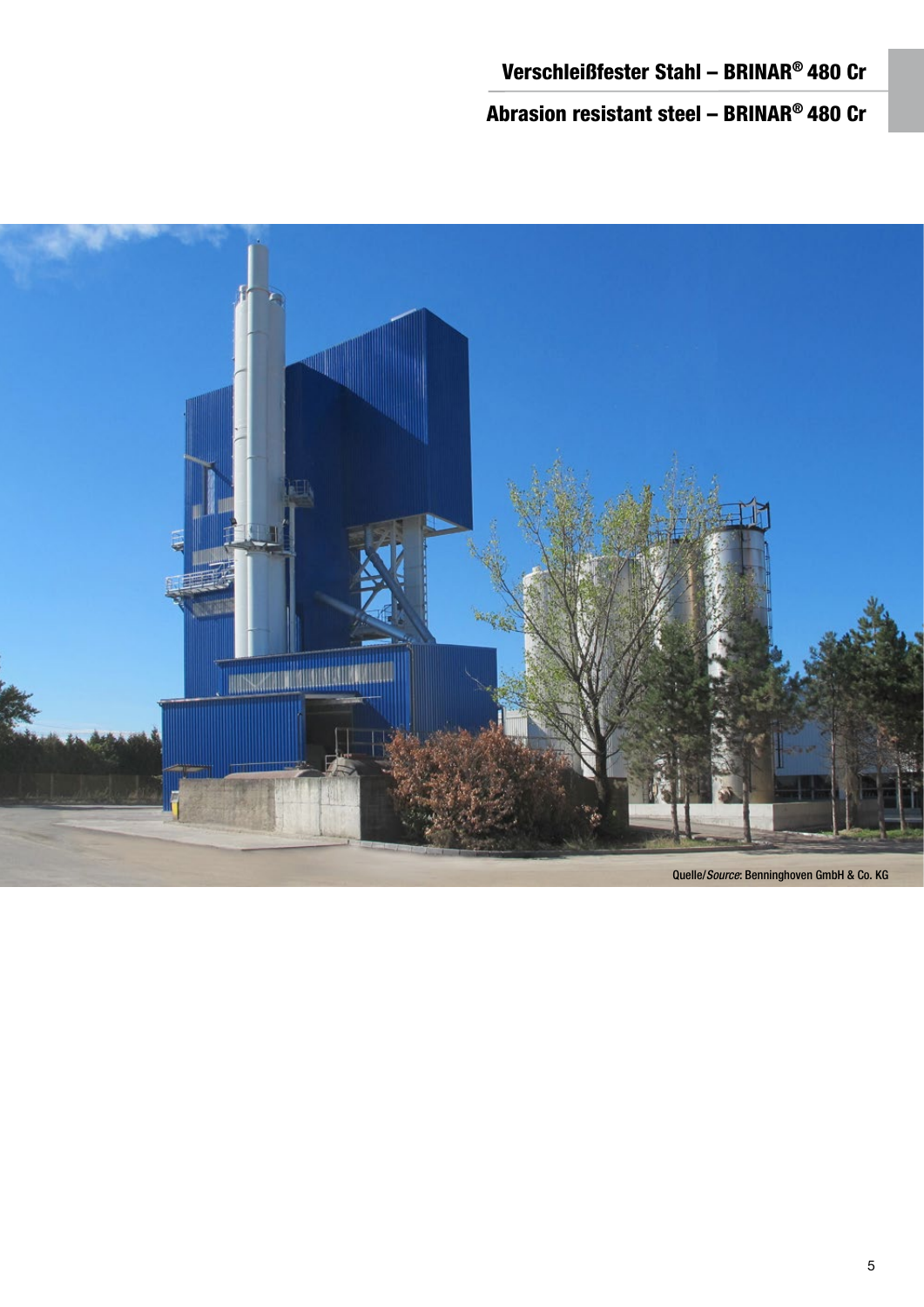Quelle/*Source*: Benninghoven GmbH & Co. KG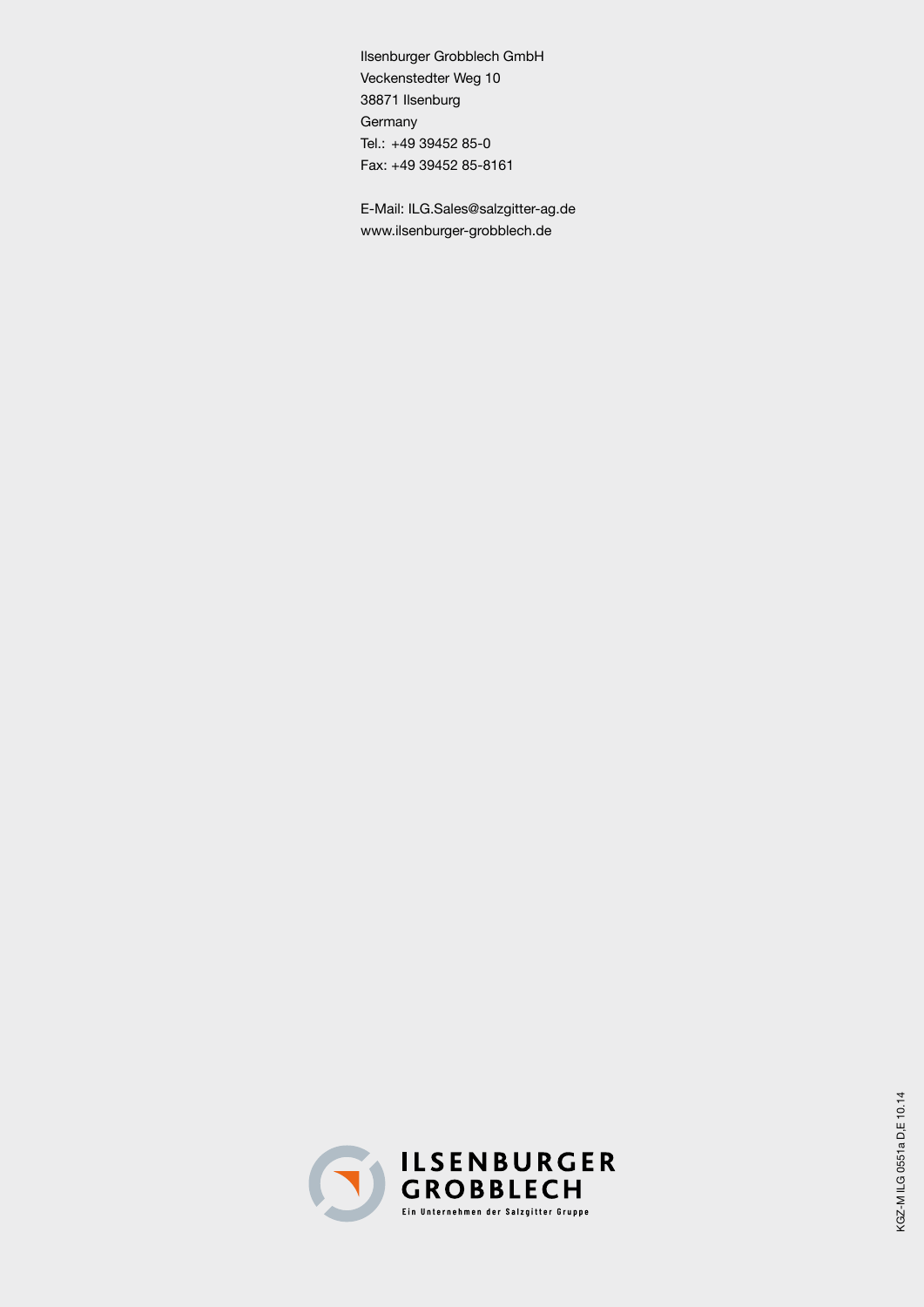Ilsenburger Grobblech GmbH
Veckenstedter Weg 10
38871 Ilsenburg
Germany
Tel.: +49 39452 85-0
Fax: +49 39452 85-8161

E-Mail: ILG.Sales@salzgitter-ag.de
www.ilsenburger-grobblech.de

ILSENBURGER GROBBLECH
Ein Unternehmen der Salzgitter Gruppe

KGZ-M ILG 0551a D,E 10.14